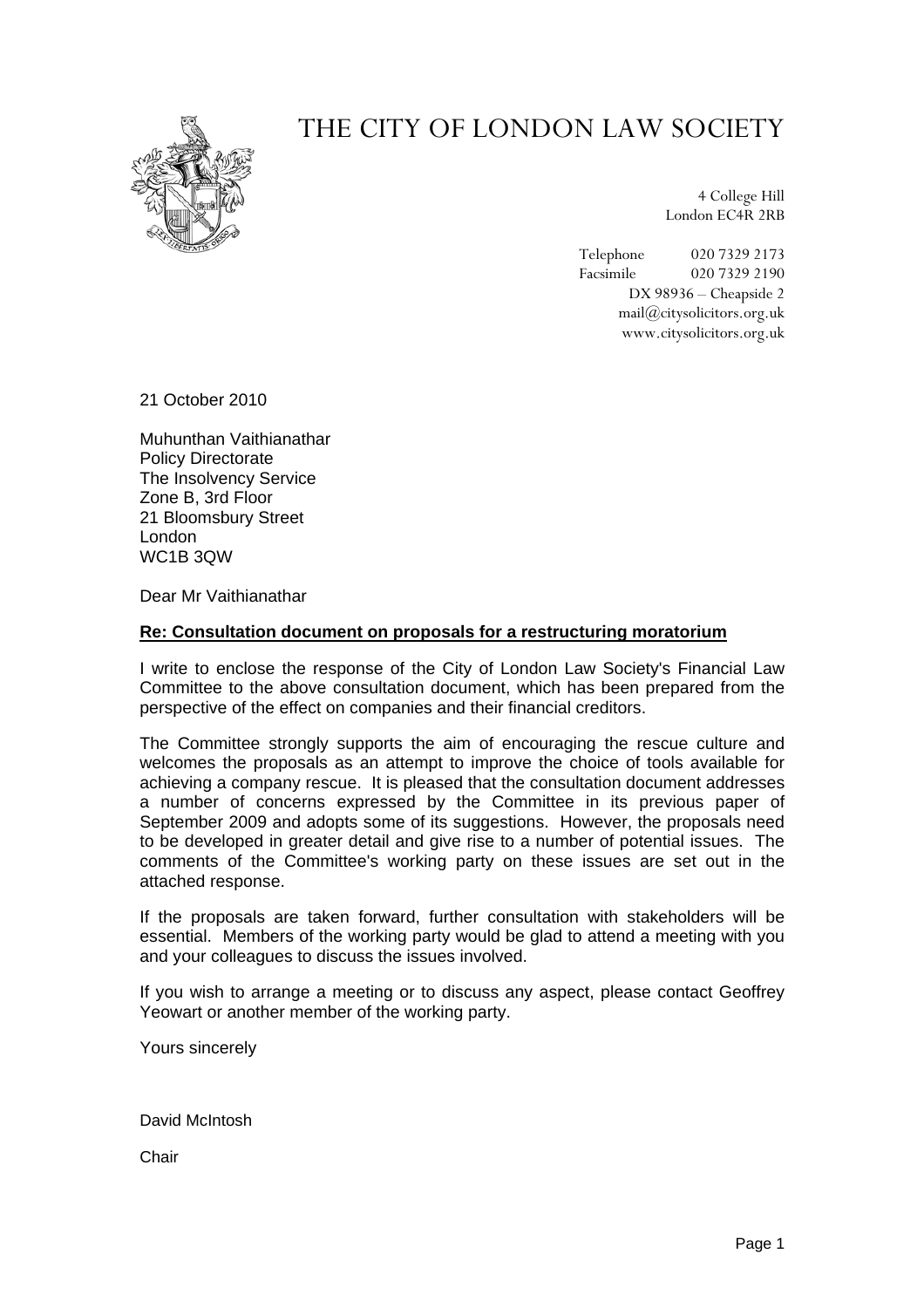# THE CITY OF LONDON LAW SOCIETY

4 College Hill
London EC4R 2RB

Telephone 020 7329 2173
Facsimile 020 7329 2190
DX 98936 – Cheapside 2
mail@citysolicitors.org.uk
www.citysolicitors.org.uk

21 October 2010

Muhunthan Vaithianathar
Policy Directorate
The Insolvency Service
Zone B, 3rd Floor
21 Bloomsbury Street
London
WC1B 3QW

Dear Mr Vaithianathar

**Re: Consultation document on proposals for a restructuring moratorium**

I write to enclose the response of the City of London Law Society's Financial Law Committee to the above consultation document, which has been prepared from the perspective of the effect on companies and their financial creditors.

The Committee strongly supports the aim of encouraging the rescue culture and welcomes the proposals as an attempt to improve the choice of tools available for achieving a company rescue. It is pleased that the consultation document addresses a number of concerns expressed by the Committee in its previous paper of September 2009 and adopts some of its suggestions. However, the proposals need to be developed in greater detail and give rise to a number of potential issues. The comments of the Committee's working party on these issues are set out in the attached response.

If the proposals are taken forward, further consultation with stakeholders will be essential. Members of the working party would be glad to attend a meeting with you and your colleagues to discuss the issues involved.

If you wish to arrange a meeting or to discuss any aspect, please contact Geoffrey Yeowart or another member of the working party.

Yours sincerely

David McIntosh

Chair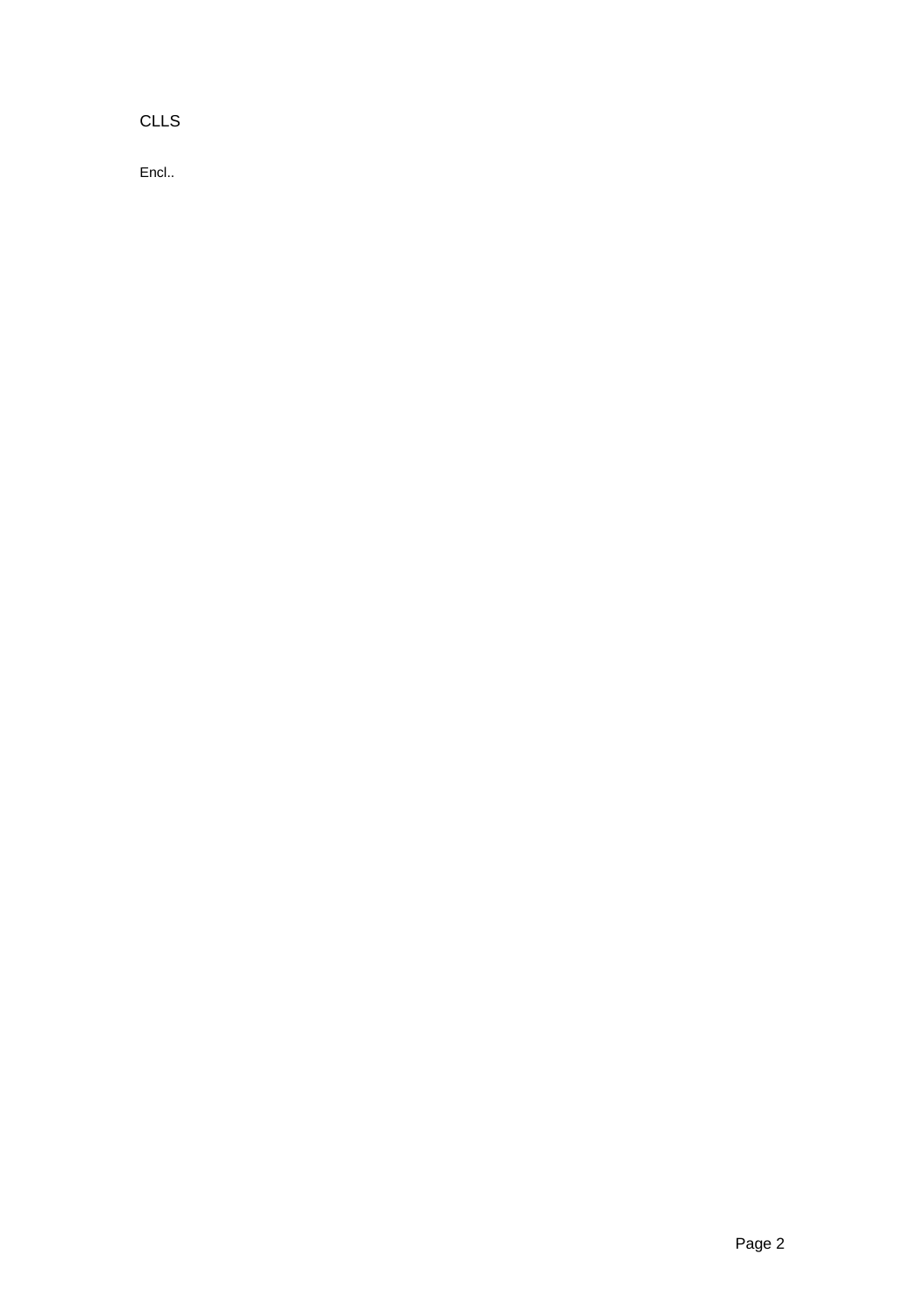CLLS

Encl..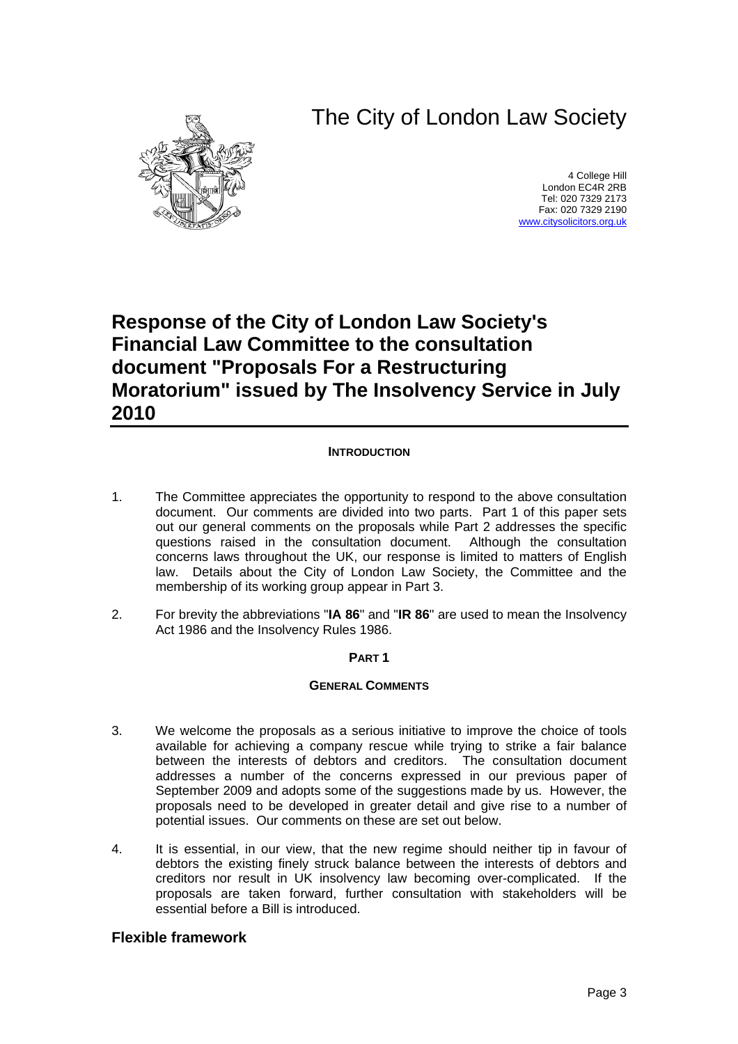# The City of London Law Society

4 College Hill
London EC4R 2RB
Tel: 020 7329 2173
Fax: 020 7329 2190
www.citysolicitors.org.uk

# Response of the City of London Law Society's Financial Law Committee to the consultation document "Proposals For a Restructuring Moratorium" issued by The Insolvency Service in July 2010

**INTRODUCTION**

1. The Committee appreciates the opportunity to respond to the above consultation document. Our comments are divided into two parts. Part 1 of this paper sets out our general comments on the proposals while Part 2 addresses the specific questions raised in the consultation document. Although the consultation concerns laws throughout the UK, our response is limited to matters of English law. Details about the City of London Law Society, the Committee and the membership of its working group appear in Part 3.

2. For brevity the abbreviations "**IA 86**" and "**IR 86**" are used to mean the Insolvency Act 1986 and the Insolvency Rules 1986.

**PART 1**

**GENERAL COMMENTS**

3. We welcome the proposals as a serious initiative to improve the choice of tools available for achieving a company rescue while trying to strike a fair balance between the interests of debtors and creditors. The consultation document addresses a number of the concerns expressed in our previous paper of September 2009 and adopts some of the suggestions made by us. However, the proposals need to be developed in greater detail and give rise to a number of potential issues. Our comments on these are set out below.

4. It is essential, in our view, that the new regime should neither tip in favour of debtors the existing finely struck balance between the interests of debtors and creditors nor result in UK insolvency law becoming over-complicated. If the proposals are taken forward, further consultation with stakeholders will be essential before a Bill is introduced.

## Flexible framework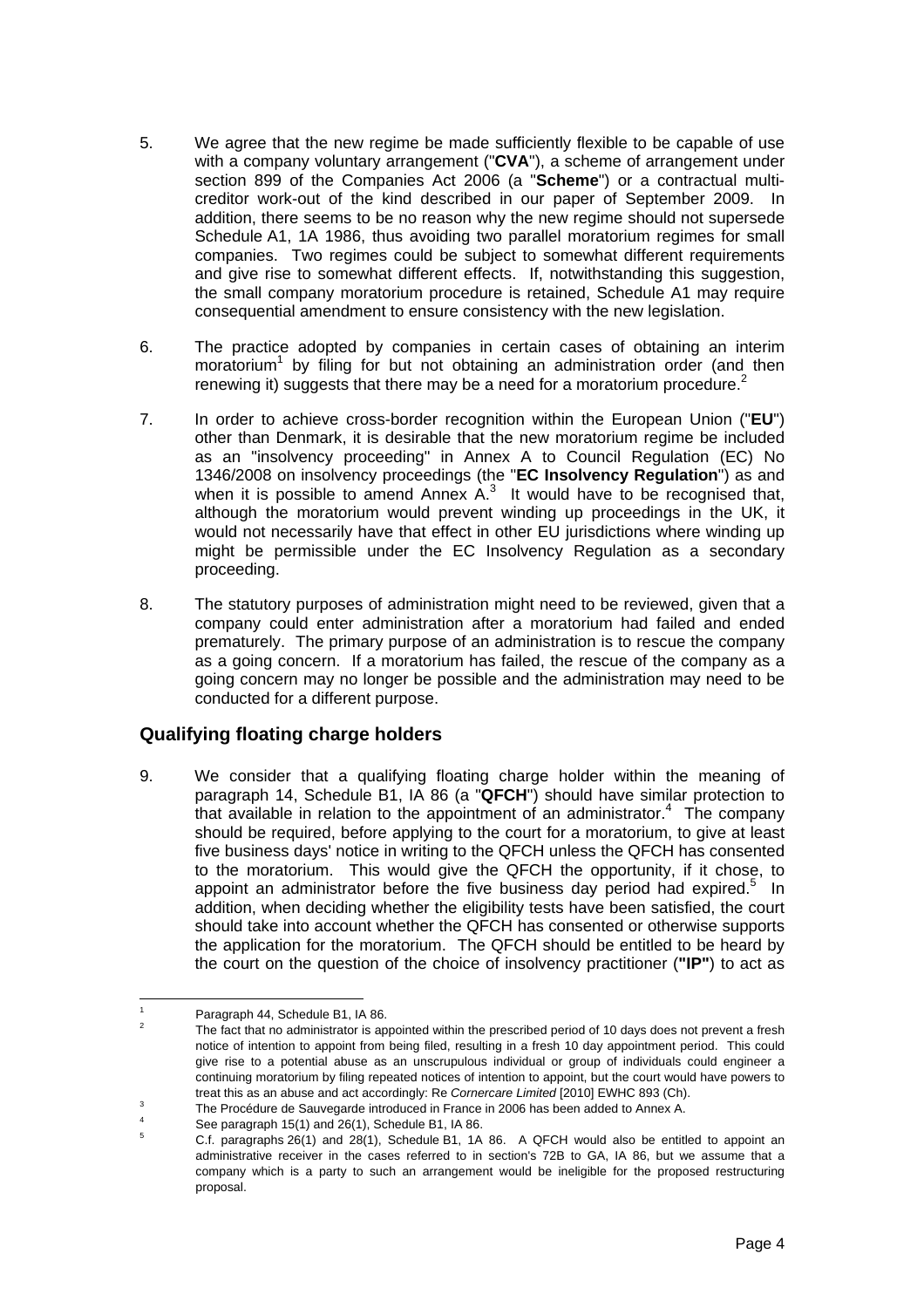5. We agree that the new regime be made sufficiently flexible to be capable of use with a company voluntary arrangement ("**CVA**"), a scheme of arrangement under section 899 of the Companies Act 2006 (a "**Scheme**") or a contractual multi-creditor work-out of the kind described in our paper of September 2009. In addition, there seems to be no reason why the new regime should not supersede Schedule A1, 1A 1986, thus avoiding two parallel moratorium regimes for small companies. Two regimes could be subject to somewhat different requirements and give rise to somewhat different effects. If, notwithstanding this suggestion, the small company moratorium procedure is retained, Schedule A1 may require consequential amendment to ensure consistency with the new legislation.

6. The practice adopted by companies in certain cases of obtaining an interim moratorium[1] by filing for but not obtaining an administration order (and then renewing it) suggests that there may be a need for a moratorium procedure.[2]

7. In order to achieve cross-border recognition within the European Union ("**EU**") other than Denmark, it is desirable that the new moratorium regime be included as an "insolvency proceeding" in Annex A to Council Regulation (EC) No 1346/2008 on insolvency proceedings (the "**EC Insolvency Regulation**") as and when it is possible to amend Annex A.[3] It would have to be recognised that, although the moratorium would prevent winding up proceedings in the UK, it would not necessarily have that effect in other EU jurisdictions where winding up might be permissible under the EC Insolvency Regulation as a secondary proceeding.

8. The statutory purposes of administration might need to be reviewed, given that a company could enter administration after a moratorium had failed and ended prematurely. The primary purpose of an administration is to rescue the company as a going concern. If a moratorium has failed, the rescue of the company as a going concern may no longer be possible and the administration may need to be conducted for a different purpose.

## Qualifying floating charge holders

9. We consider that a qualifying floating charge holder within the meaning of paragraph 14, Schedule B1, IA 86 (a "**QFCH**") should have similar protection to that available in relation to the appointment of an administrator.[4] The company should be required, before applying to the court for a moratorium, to give at least five business days' notice in writing to the QFCH unless the QFCH has consented to the moratorium. This would give the QFCH the opportunity, if it chose, to appoint an administrator before the five business day period had expired.[5] In addition, when deciding whether the eligibility tests have been satisfied, the court should take into account whether the QFCH has consented or otherwise supports the application for the moratorium. The QFCH should be entitled to be heard by the court on the question of the choice of insolvency practitioner (**"IP"**) to act as

---

[1] Paragraph 44, Schedule B1, IA 86.

[2] The fact that no administrator is appointed within the prescribed period of 10 days does not prevent a fresh notice of intention to appoint from being filed, resulting in a fresh 10 day appointment period. This could give rise to a potential abuse as an unscrupulous individual or group of individuals could engineer a continuing moratorium by filing repeated notices of intention to appoint, but the court would have powers to treat this as an abuse and act accordingly: Re *Cornercare Limited* [2010] EWHC 893 (Ch).

[3] The Procédure de Sauvegarde introduced in France in 2006 has been added to Annex A.

[4] See paragraph 15(1) and 26(1), Schedule B1, IA 86.

[5] C.f. paragraphs 26(1) and 28(1), Schedule B1, 1A 86. A QFCH would also be entitled to appoint an administrative receiver in the cases referred to in section's 72B to GA, IA 86, but we assume that a company which is a party to such an arrangement would be ineligible for the proposed restructuring proposal.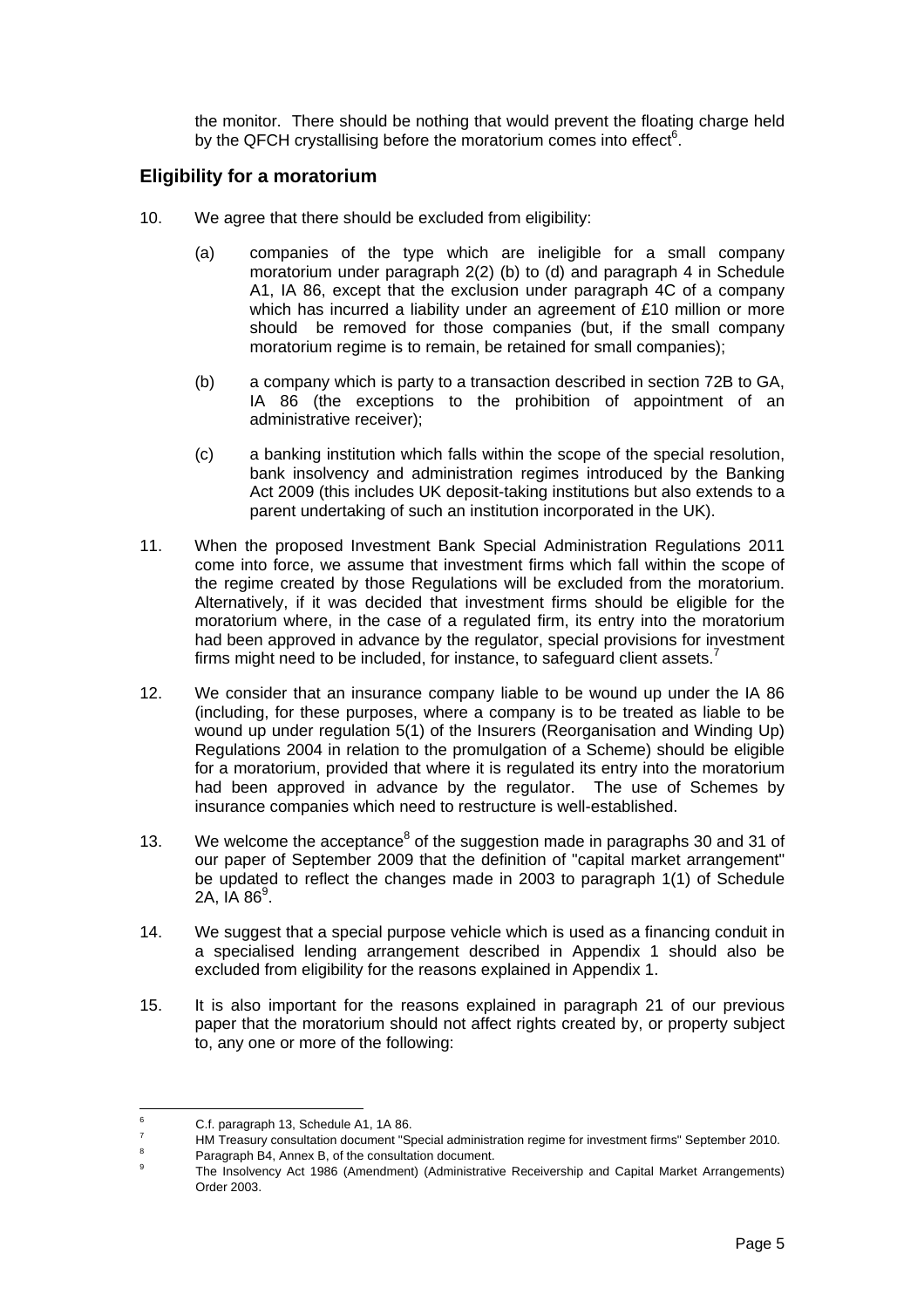the monitor. There should be nothing that would prevent the floating charge held by the QFCH crystallising before the moratorium comes into effect[6].

## Eligibility for a moratorium

10. We agree that there should be excluded from eligibility:

    (a) companies of the type which are ineligible for a small company moratorium under paragraph 2(2) (b) to (d) and paragraph 4 in Schedule A1, IA 86, except that the exclusion under paragraph 4C of a company which has incurred a liability under an agreement of £10 million or more should be removed for those companies (but, if the small company moratorium regime is to remain, be retained for small companies);

    (b) a company which is party to a transaction described in section 72B to GA, IA 86 (the exceptions to the prohibition of appointment of an administrative receiver);

    (c) a banking institution which falls within the scope of the special resolution, bank insolvency and administration regimes introduced by the Banking Act 2009 (this includes UK deposit-taking institutions but also extends to a parent undertaking of such an institution incorporated in the UK).

11. When the proposed Investment Bank Special Administration Regulations 2011 come into force, we assume that investment firms which fall within the scope of the regime created by those Regulations will be excluded from the moratorium. Alternatively, if it was decided that investment firms should be eligible for the moratorium where, in the case of a regulated firm, its entry into the moratorium had been approved in advance by the regulator, special provisions for investment firms might need to be included, for instance, to safeguard client assets.[7]

12. We consider that an insurance company liable to be wound up under the IA 86 (including, for these purposes, where a company is to be treated as liable to be wound up under regulation 5(1) of the Insurers (Reorganisation and Winding Up) Regulations 2004 in relation to the promulgation of a Scheme) should be eligible for a moratorium, provided that where it is regulated its entry into the moratorium had been approved in advance by the regulator. The use of Schemes by insurance companies which need to restructure is well-established.

13. We welcome the acceptance[8] of the suggestion made in paragraphs 30 and 31 of our paper of September 2009 that the definition of "capital market arrangement" be updated to reflect the changes made in 2003 to paragraph 1(1) of Schedule 2A, IA 86[9].

14. We suggest that a special purpose vehicle which is used as a financing conduit in a specialised lending arrangement described in Appendix 1 should also be excluded from eligibility for the reasons explained in Appendix 1.

15. It is also important for the reasons explained in paragraph 21 of our previous paper that the moratorium should not affect rights created by, or property subject to, any one or more of the following:

---

[6] C.f. paragraph 13, Schedule A1, 1A 86.

[7] HM Treasury consultation document "Special administration regime for investment firms" September 2010.

[8] Paragraph B4, Annex B, of the consultation document.

[9] The Insolvency Act 1986 (Amendment) (Administrative Receivership and Capital Market Arrangements) Order 2003.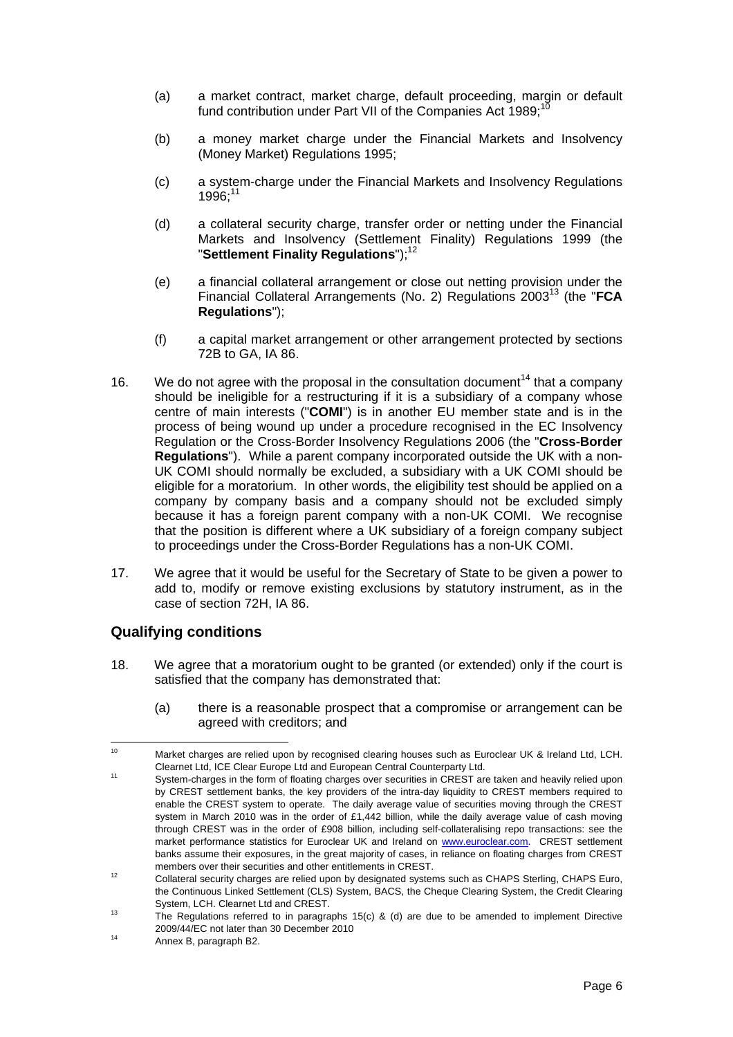(a) a market contract, market charge, default proceeding, margin or default fund contribution under Part VII of the Companies Act 1989;[10]

(b) a money market charge under the Financial Markets and Insolvency (Money Market) Regulations 1995;

(c) a system-charge under the Financial Markets and Insolvency Regulations 1996;[11]

(d) a collateral security charge, transfer order or netting under the Financial Markets and Insolvency (Settlement Finality) Regulations 1999 (the "**Settlement Finality Regulations**");[12]

(e) a financial collateral arrangement or close out netting provision under the Financial Collateral Arrangements (No. 2) Regulations 2003[13] (the "**FCA Regulations**");

(f) a capital market arrangement or other arrangement protected by sections 72B to GA, IA 86.

16. We do not agree with the proposal in the consultation document[14] that a company should be ineligible for a restructuring if it is a subsidiary of a company whose centre of main interests ("**COMI**") is in another EU member state and is in the process of being wound up under a procedure recognised in the EC Insolvency Regulation or the Cross-Border Insolvency Regulations 2006 (the "**Cross-Border Regulations**"). While a parent company incorporated outside the UK with a non-UK COMI should normally be excluded, a subsidiary with a UK COMI should be eligible for a moratorium. In other words, the eligibility test should be applied on a company by company basis and a company should not be excluded simply because it has a foreign parent company with a non-UK COMI. We recognise that the position is different where a UK subsidiary of a foreign company subject to proceedings under the Cross-Border Regulations has a non-UK COMI.

17. We agree that it would be useful for the Secretary of State to be given a power to add to, modify or remove existing exclusions by statutory instrument, as in the case of section 72H, IA 86.

## Qualifying conditions

18. We agree that a moratorium ought to be granted (or extended) only if the court is satisfied that the company has demonstrated that:

(a) there is a reasonable prospect that a compromise or arrangement can be agreed with creditors; and

---

[10] Market charges are relied upon by recognised clearing houses such as Euroclear UK & Ireland Ltd, LCH. Clearnet Ltd, ICE Clear Europe Ltd and European Central Counterparty Ltd.

[11] System-charges in the form of floating charges over securities in CREST are taken and heavily relied upon by CREST settlement banks, the key providers of the intra-day liquidity to CREST members required to enable the CREST system to operate. The daily average value of securities moving through the CREST system in March 2010 was in the order of £1,442 billion, while the daily average value of cash moving through CREST was in the order of £908 billion, including self-collateralising repo transactions: see the market performance statistics for Euroclear UK and Ireland on www.euroclear.com. CREST settlement banks assume their exposures, in the great majority of cases, in reliance on floating charges from CREST members over their securities and other entitlements in CREST.

[12] Collateral security charges are relied upon by designated systems such as CHAPS Sterling, CHAPS Euro, the Continuous Linked Settlement (CLS) System, BACS, the Cheque Clearing System, the Credit Clearing System, LCH. Clearnet Ltd and CREST.

[13] The Regulations referred to in paragraphs 15(c) & (d) are due to be amended to implement Directive 2009/44/EC not later than 30 December 2010

[14] Annex B, paragraph B2.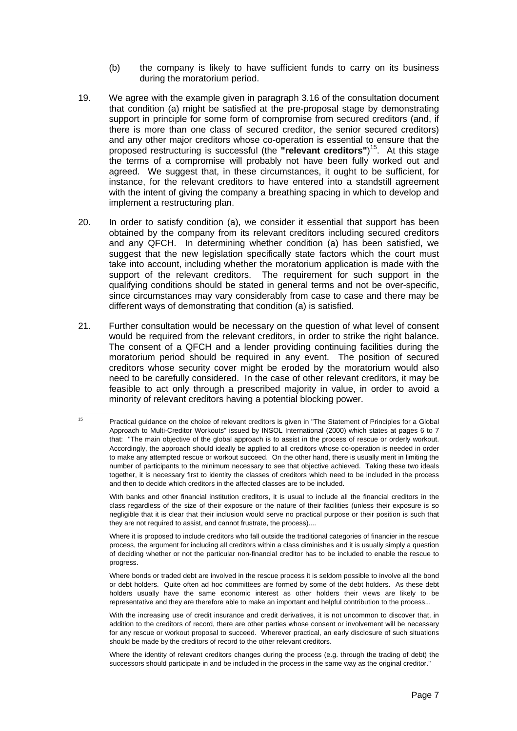(b) the company is likely to have sufficient funds to carry on its business during the moratorium period.

19. We agree with the example given in paragraph 3.16 of the consultation document that condition (a) might be satisfied at the pre-proposal stage by demonstrating support in principle for some form of compromise from secured creditors (and, if there is more than one class of secured creditor, the senior secured creditors) and any other major creditors whose co-operation is essential to ensure that the proposed restructuring is successful (the **"relevant creditors"**)[15]. At this stage the terms of a compromise will probably not have been fully worked out and agreed. We suggest that, in these circumstances, it ought to be sufficient, for instance, for the relevant creditors to have entered into a standstill agreement with the intent of giving the company a breathing spacing in which to develop and implement a restructuring plan.

20. In order to satisfy condition (a), we consider it essential that support has been obtained by the company from its relevant creditors including secured creditors and any QFCH. In determining whether condition (a) has been satisfied, we suggest that the new legislation specifically state factors which the court must take into account, including whether the moratorium application is made with the support of the relevant creditors. The requirement for such support in the qualifying conditions should be stated in general terms and not be over-specific, since circumstances may vary considerably from case to case and there may be different ways of demonstrating that condition (a) is satisfied.

21. Further consultation would be necessary on the question of what level of consent would be required from the relevant creditors, in order to strike the right balance. The consent of a QFCH and a lender providing continuing facilities during the moratorium period should be required in any event. The position of secured creditors whose security cover might be eroded by the moratorium would also need to be carefully considered. In the case of other relevant creditors, it may be feasible to act only through a prescribed majority in value, in order to avoid a minority of relevant creditors having a potential blocking power.

---

[15] Practical guidance on the choice of relevant creditors is given in "The Statement of Principles for a Global Approach to Multi-Creditor Workouts" issued by INSOL International (2000) which states at pages 6 to 7 that: "The main objective of the global approach is to assist in the process of rescue or orderly workout. Accordingly, the approach should ideally be applied to all creditors whose co-operation is needed in order to make any attempted rescue or workout succeed. On the other hand, there is usually merit in limiting the number of participants to the minimum necessary to see that objective achieved. Taking these two ideals together, it is necessary first to identity the classes of creditors which need to be included in the process and then to decide which creditors in the affected classes are to be included.

With banks and other financial institution creditors, it is usual to include all the financial creditors in the class regardless of the size of their exposure or the nature of their facilities (unless their exposure is so negligible that it is clear that their inclusion would serve no practical purpose or their position is such that they are not required to assist, and cannot frustrate, the process)....

Where it is proposed to include creditors who fall outside the traditional categories of financier in the rescue process, the argument for including all creditors within a class diminishes and it is usually simply a question of deciding whether or not the particular non-financial creditor has to be included to enable the rescue to progress.

Where bonds or traded debt are involved in the rescue process it is seldom possible to involve all the bond or debt holders. Quite often ad hoc committees are formed by some of the debt holders. As these debt holders usually have the same economic interest as other holders their views are likely to be representative and they are therefore able to make an important and helpful contribution to the process...

With the increasing use of credit insurance and credit derivatives, it is not uncommon to discover that, in addition to the creditors of record, there are other parties whose consent or involvement will be necessary for any rescue or workout proposal to succeed. Wherever practical, an early disclosure of such situations should be made by the creditors of record to the other relevant creditors.

Where the identity of relevant creditors changes during the process (e.g. through the trading of debt) the successors should participate in and be included in the process in the same way as the original creditor."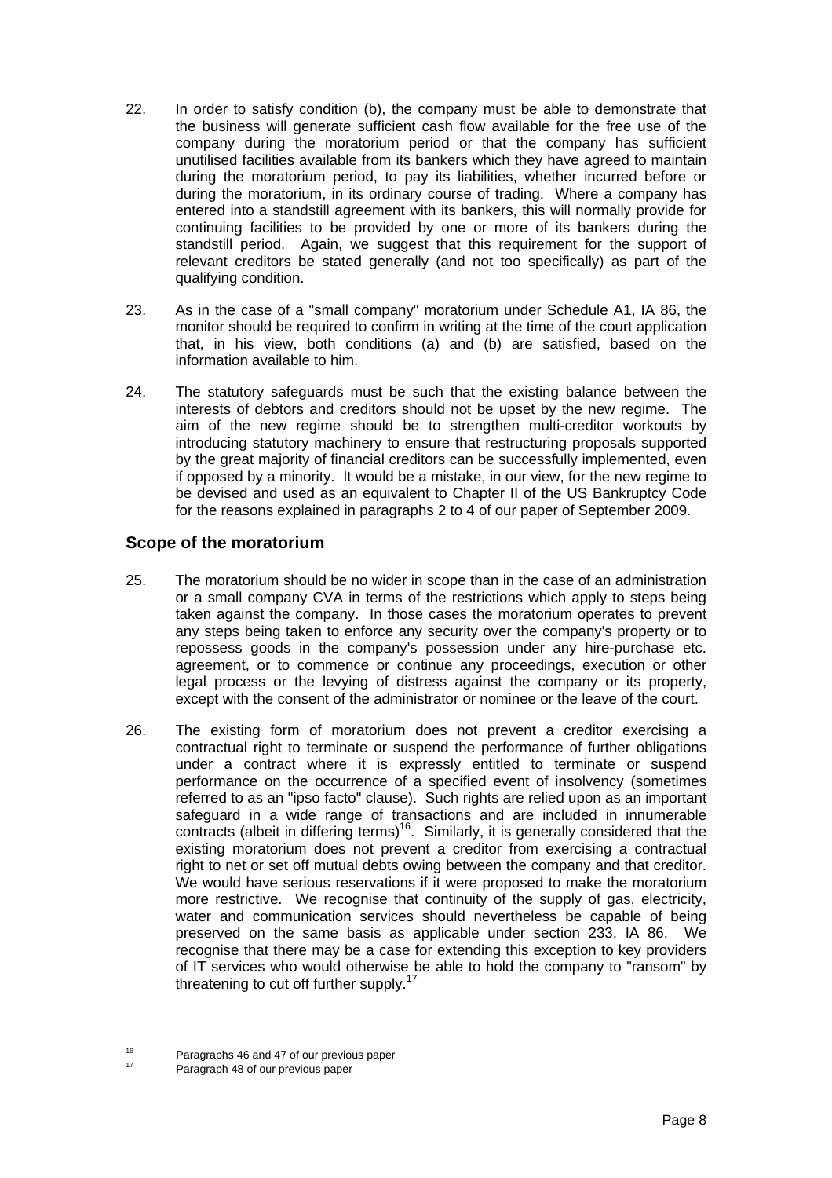22. In order to satisfy condition (b), the company must be able to demonstrate that the business will generate sufficient cash flow available for the free use of the company during the moratorium period or that the company has sufficient unutilised facilities available from its bankers which they have agreed to maintain during the moratorium period, to pay its liabilities, whether incurred before or during the moratorium, in its ordinary course of trading. Where a company has entered into a standstill agreement with its bankers, this will normally provide for continuing facilities to be provided by one or more of its bankers during the standstill period. Again, we suggest that this requirement for the support of relevant creditors be stated generally (and not too specifically) as part of the qualifying condition.

23. As in the case of a "small company" moratorium under Schedule A1, IA 86, the monitor should be required to confirm in writing at the time of the court application that, in his view, both conditions (a) and (b) are satisfied, based on the information available to him.

24. The statutory safeguards must be such that the existing balance between the interests of debtors and creditors should not be upset by the new regime. The aim of the new regime should be to strengthen multi-creditor workouts by introducing statutory machinery to ensure that restructuring proposals supported by the great majority of financial creditors can be successfully implemented, even if opposed by a minority. It would be a mistake, in our view, for the new regime to be devised and used as an equivalent to Chapter II of the US Bankruptcy Code for the reasons explained in paragraphs 2 to 4 of our paper of September 2009.

## Scope of the moratorium

25. The moratorium should be no wider in scope than in the case of an administration or a small company CVA in terms of the restrictions which apply to steps being taken against the company. In those cases the moratorium operates to prevent any steps being taken to enforce any security over the company's property or to repossess goods in the company's possession under any hire-purchase etc. agreement, or to commence or continue any proceedings, execution or other legal process or the levying of distress against the company or its property, except with the consent of the administrator or nominee or the leave of the court.

26. The existing form of moratorium does not prevent a creditor exercising a contractual right to terminate or suspend the performance of further obligations under a contract where it is expressly entitled to terminate or suspend performance on the occurrence of a specified event of insolvency (sometimes referred to as an "ipso facto" clause). Such rights are relied upon as an important safeguard in a wide range of transactions and are included in innumerable contracts (albeit in differing terms)[16]. Similarly, it is generally considered that the existing moratorium does not prevent a creditor from exercising a contractual right to net or set off mutual debts owing between the company and that creditor. We would have serious reservations if it were proposed to make the moratorium more restrictive. We recognise that continuity of the supply of gas, electricity, water and communication services should nevertheless be capable of being preserved on the same basis as applicable under section 233, IA 86. We recognise that there may be a case for extending this exception to key providers of IT services who would otherwise be able to hold the company to "ransom" by threatening to cut off further supply.[17]

---

[16] Paragraphs 46 and 47 of our previous paper

[17] Paragraph 48 of our previous paper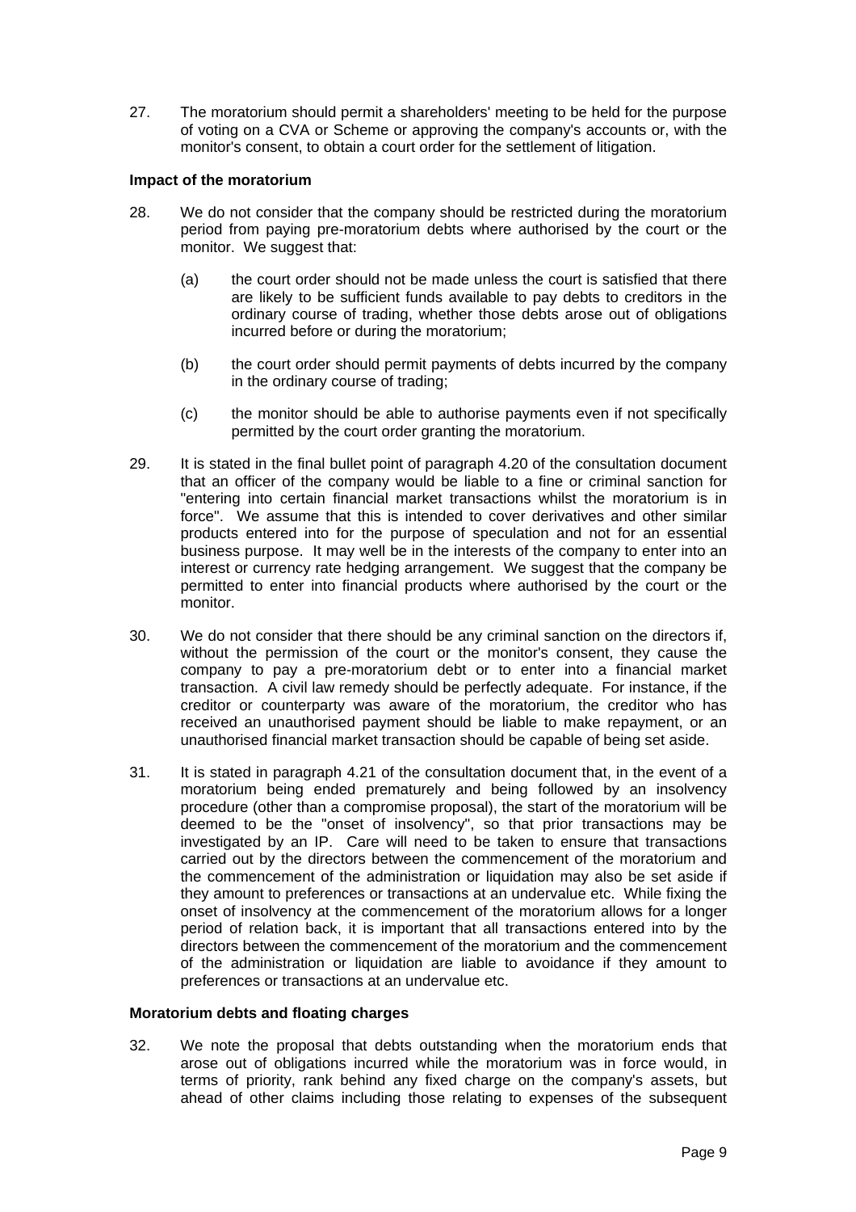27. The moratorium should permit a shareholders' meeting to be held for the purpose of voting on a CVA or Scheme or approving the company's accounts or, with the monitor's consent, to obtain a court order for the settlement of litigation.

**Impact of the moratorium**

28. We do not consider that the company should be restricted during the moratorium period from paying pre-moratorium debts where authorised by the court or the monitor. We suggest that:

    (a) the court order should not be made unless the court is satisfied that there are likely to be sufficient funds available to pay debts to creditors in the ordinary course of trading, whether those debts arose out of obligations incurred before or during the moratorium;

    (b) the court order should permit payments of debts incurred by the company in the ordinary course of trading;

    (c) the monitor should be able to authorise payments even if not specifically permitted by the court order granting the moratorium.

29. It is stated in the final bullet point of paragraph 4.20 of the consultation document that an officer of the company would be liable to a fine or criminal sanction for "entering into certain financial market transactions whilst the moratorium is in force". We assume that this is intended to cover derivatives and other similar products entered into for the purpose of speculation and not for an essential business purpose. It may well be in the interests of the company to enter into an interest or currency rate hedging arrangement. We suggest that the company be permitted to enter into financial products where authorised by the court or the monitor.

30. We do not consider that there should be any criminal sanction on the directors if, without the permission of the court or the monitor's consent, they cause the company to pay a pre-moratorium debt or to enter into a financial market transaction. A civil law remedy should be perfectly adequate. For instance, if the creditor or counterparty was aware of the moratorium, the creditor who has received an unauthorised payment should be liable to make repayment, or an unauthorised financial market transaction should be capable of being set aside.

31. It is stated in paragraph 4.21 of the consultation document that, in the event of a moratorium being ended prematurely and being followed by an insolvency procedure (other than a compromise proposal), the start of the moratorium will be deemed to be the "onset of insolvency", so that prior transactions may be investigated by an IP. Care will need to be taken to ensure that transactions carried out by the directors between the commencement of the moratorium and the commencement of the administration or liquidation may also be set aside if they amount to preferences or transactions at an undervalue etc. While fixing the onset of insolvency at the commencement of the moratorium allows for a longer period of relation back, it is important that all transactions entered into by the directors between the commencement of the moratorium and the commencement of the administration or liquidation are liable to avoidance if they amount to preferences or transactions at an undervalue etc.

**Moratorium debts and floating charges**

32. We note the proposal that debts outstanding when the moratorium ends that arose out of obligations incurred while the moratorium was in force would, in terms of priority, rank behind any fixed charge on the company's assets, but ahead of other claims including those relating to expenses of the subsequent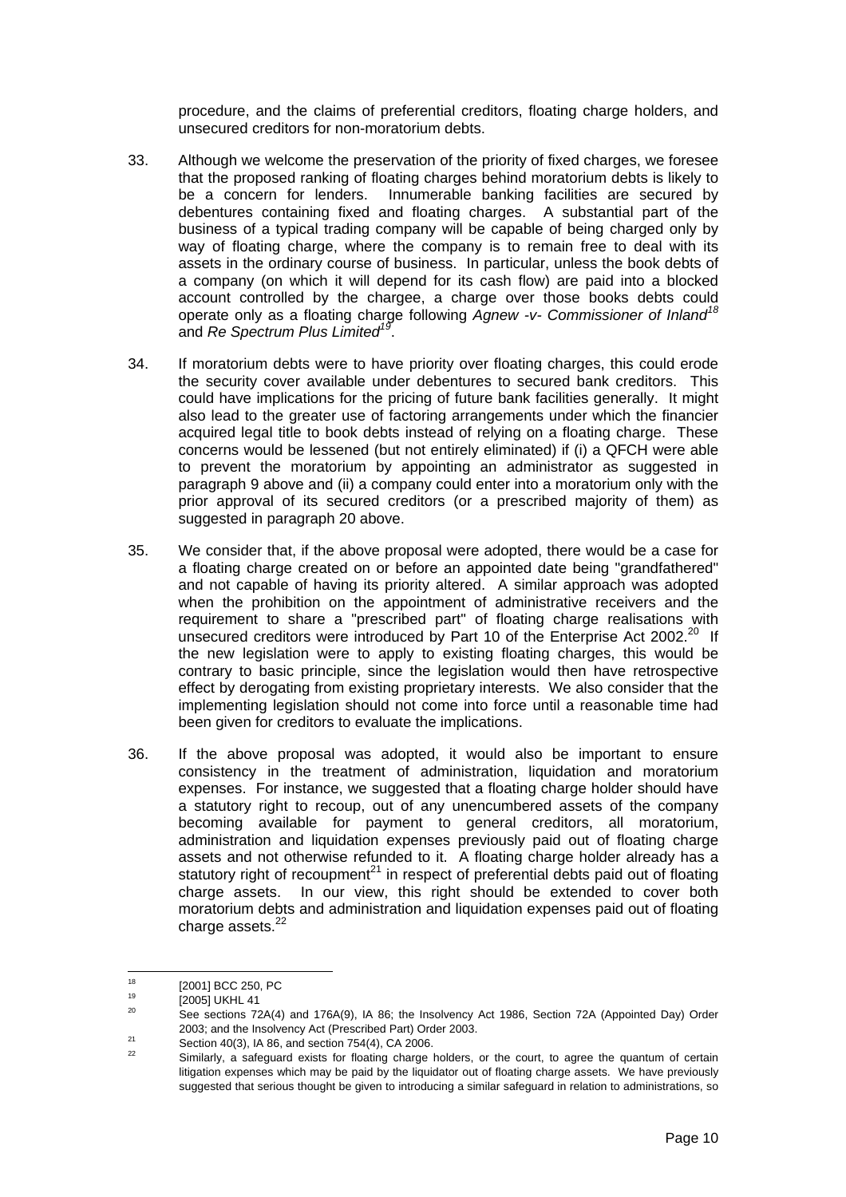procedure, and the claims of preferential creditors, floating charge holders, and unsecured creditors for non-moratorium debts.

33. Although we welcome the preservation of the priority of fixed charges, we foresee that the proposed ranking of floating charges behind moratorium debts is likely to be a concern for lenders. Innumerable banking facilities are secured by debentures containing fixed and floating charges. A substantial part of the business of a typical trading company will be capable of being charged only by way of floating charge, where the company is to remain free to deal with its assets in the ordinary course of business. In particular, unless the book debts of a company (on which it will depend for its cash flow) are paid into a blocked account controlled by the chargee, a charge over those books debts could operate only as a floating charge following *Agnew -v- Commissioner of Inland*[18] and *Re Spectrum Plus Limited*[19].

34. If moratorium debts were to have priority over floating charges, this could erode the security cover available under debentures to secured bank creditors. This could have implications for the pricing of future bank facilities generally. It might also lead to the greater use of factoring arrangements under which the financier acquired legal title to book debts instead of relying on a floating charge. These concerns would be lessened (but not entirely eliminated) if (i) a QFCH were able to prevent the moratorium by appointing an administrator as suggested in paragraph 9 above and (ii) a company could enter into a moratorium only with the prior approval of its secured creditors (or a prescribed majority of them) as suggested in paragraph 20 above.

35. We consider that, if the above proposal were adopted, there would be a case for a floating charge created on or before an appointed date being "grandfathered" and not capable of having its priority altered. A similar approach was adopted when the prohibition on the appointment of administrative receivers and the requirement to share a "prescribed part" of floating charge realisations with unsecured creditors were introduced by Part 10 of the Enterprise Act 2002.[20] If the new legislation were to apply to existing floating charges, this would be contrary to basic principle, since the legislation would then have retrospective effect by derogating from existing proprietary interests. We also consider that the implementing legislation should not come into force until a reasonable time had been given for creditors to evaluate the implications.

36. If the above proposal was adopted, it would also be important to ensure consistency in the treatment of administration, liquidation and moratorium expenses. For instance, we suggested that a floating charge holder should have a statutory right to recoup, out of any unencumbered assets of the company becoming available for payment to general creditors, all moratorium, administration and liquidation expenses previously paid out of floating charge assets and not otherwise refunded to it. A floating charge holder already has a statutory right of recoupment[21] in respect of preferential debts paid out of floating charge assets. In our view, this right should be extended to cover both moratorium debts and administration and liquidation expenses paid out of floating charge assets.[22]

---

[18] [2001] BCC 250, PC

[19] [2005] UKHL 41

[20] See sections 72A(4) and 176A(9), IA 86; the Insolvency Act 1986, Section 72A (Appointed Day) Order 2003; and the Insolvency Act (Prescribed Part) Order 2003.

[21] Section 40(3), IA 86, and section 754(4), CA 2006.

[22] Similarly, a safeguard exists for floating charge holders, or the court, to agree the quantum of certain litigation expenses which may be paid by the liquidator out of floating charge assets. We have previously suggested that serious thought be given to introducing a similar safeguard in relation to administrations, so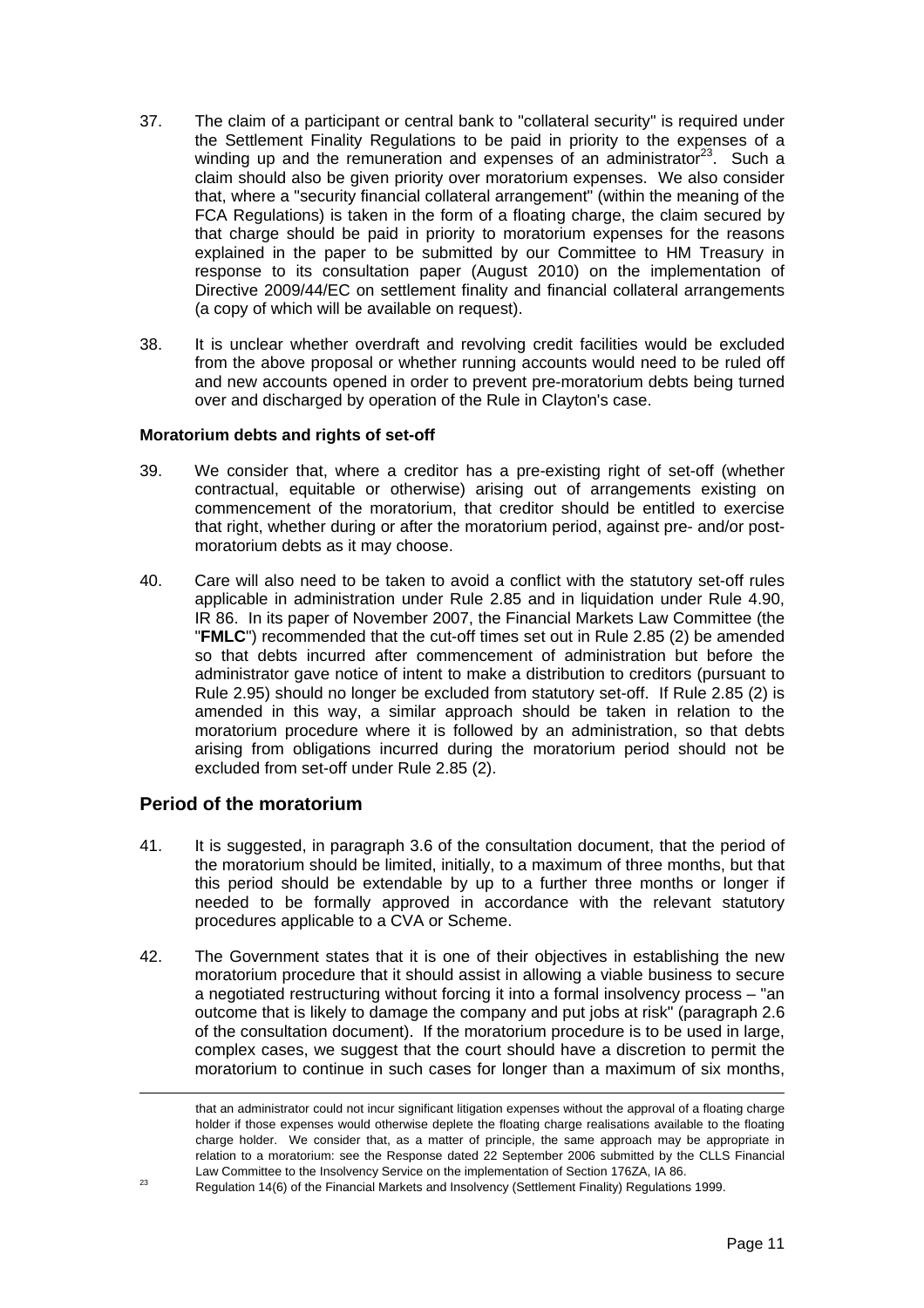37. The claim of a participant or central bank to "collateral security" is required under the Settlement Finality Regulations to be paid in priority to the expenses of a winding up and the remuneration and expenses of an administrator[23]. Such a claim should also be given priority over moratorium expenses. We also consider that, where a "security financial collateral arrangement" (within the meaning of the FCA Regulations) is taken in the form of a floating charge, the claim secured by that charge should be paid in priority to moratorium expenses for the reasons explained in the paper to be submitted by our Committee to HM Treasury in response to its consultation paper (August 2010) on the implementation of Directive 2009/44/EC on settlement finality and financial collateral arrangements (a copy of which will be available on request).

38. It is unclear whether overdraft and revolving credit facilities would be excluded from the above proposal or whether running accounts would need to be ruled off and new accounts opened in order to prevent pre-moratorium debts being turned over and discharged by operation of the Rule in Clayton's case.

**Moratorium debts and rights of set-off**

39. We consider that, where a creditor has a pre-existing right of set-off (whether contractual, equitable or otherwise) arising out of arrangements existing on commencement of the moratorium, that creditor should be entitled to exercise that right, whether during or after the moratorium period, against pre- and/or post-moratorium debts as it may choose.

40. Care will also need to be taken to avoid a conflict with the statutory set-off rules applicable in administration under Rule 2.85 and in liquidation under Rule 4.90, IR 86. In its paper of November 2007, the Financial Markets Law Committee (the "**FMLC**") recommended that the cut-off times set out in Rule 2.85 (2) be amended so that debts incurred after commencement of administration but before the administrator gave notice of intent to make a distribution to creditors (pursuant to Rule 2.95) should no longer be excluded from statutory set-off. If Rule 2.85 (2) is amended in this way, a similar approach should be taken in relation to the moratorium procedure where it is followed by an administration, so that debts arising from obligations incurred during the moratorium period should not be excluded from set-off under Rule 2.85 (2).

## Period of the moratorium

41. It is suggested, in paragraph 3.6 of the consultation document, that the period of the moratorium should be limited, initially, to a maximum of three months, but that this period should be extendable by up to a further three months or longer if needed to be formally approved in accordance with the relevant statutory procedures applicable to a CVA or Scheme.

42. The Government states that it is one of their objectives in establishing the new moratorium procedure that it should assist in allowing a viable business to secure a negotiated restructuring without forcing it into a formal insolvency process – "an outcome that is likely to damage the company and put jobs at risk" (paragraph 2.6 of the consultation document). If the moratorium procedure is to be used in large, complex cases, we suggest that the court should have a discretion to permit the moratorium to continue in such cases for longer than a maximum of six months,

---

that an administrator could not incur significant litigation expenses without the approval of a floating charge holder if those expenses would otherwise deplete the floating charge realisations available to the floating charge holder. We consider that, as a matter of principle, the same approach may be appropriate in relation to a moratorium: see the Response dated 22 September 2006 submitted by the CLLS Financial Law Committee to the Insolvency Service on the implementation of Section 176ZA, IA 86.

[23] Regulation 14(6) of the Financial Markets and Insolvency (Settlement Finality) Regulations 1999.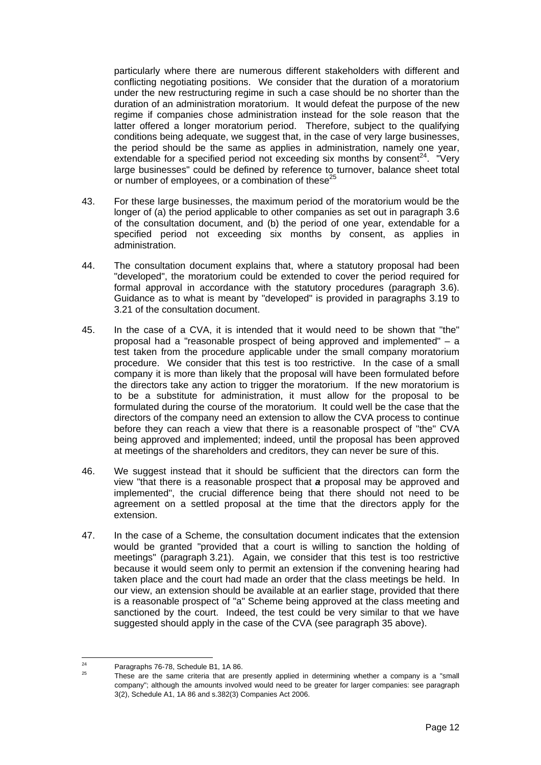particularly where there are numerous different stakeholders with different and conflicting negotiating positions. We consider that the duration of a moratorium under the new restructuring regime in such a case should be no shorter than the duration of an administration moratorium. It would defeat the purpose of the new regime if companies chose administration instead for the sole reason that the latter offered a longer moratorium period. Therefore, subject to the qualifying conditions being adequate, we suggest that, in the case of very large businesses, the period should be the same as applies in administration, namely one year, extendable for a specified period not exceeding six months by consent[24]. "Very large businesses" could be defined by reference to turnover, balance sheet total or number of employees, or a combination of these[25]

43. For these large businesses, the maximum period of the moratorium would be the longer of (a) the period applicable to other companies as set out in paragraph 3.6 of the consultation document, and (b) the period of one year, extendable for a specified period not exceeding six months by consent, as applies in administration.

44. The consultation document explains that, where a statutory proposal had been "developed", the moratorium could be extended to cover the period required for formal approval in accordance with the statutory procedures (paragraph 3.6). Guidance as to what is meant by "developed" is provided in paragraphs 3.19 to 3.21 of the consultation document.

45. In the case of a CVA, it is intended that it would need to be shown that "the" proposal had a "reasonable prospect of being approved and implemented" – a test taken from the procedure applicable under the small company moratorium procedure. We consider that this test is too restrictive. In the case of a small company it is more than likely that the proposal will have been formulated before the directors take any action to trigger the moratorium. If the new moratorium is to be a substitute for administration, it must allow for the proposal to be formulated during the course of the moratorium. It could well be the case that the directors of the company need an extension to allow the CVA process to continue before they can reach a view that there is a reasonable prospect of "the" CVA being approved and implemented; indeed, until the proposal has been approved at meetings of the shareholders and creditors, they can never be sure of this.

46. We suggest instead that it should be sufficient that the directors can form the view "that there is a reasonable prospect that ***a*** proposal may be approved and implemented", the crucial difference being that there should not need to be agreement on a settled proposal at the time that the directors apply for the extension.

47. In the case of a Scheme, the consultation document indicates that the extension would be granted "provided that a court is willing to sanction the holding of meetings" (paragraph 3.21). Again, we consider that this test is too restrictive because it would seem only to permit an extension if the convening hearing had taken place and the court had made an order that the class meetings be held. In our view, an extension should be available at an earlier stage, provided that there is a reasonable prospect of "a" Scheme being approved at the class meeting and sanctioned by the court. Indeed, the test could be very similar to that we have suggested should apply in the case of the CVA (see paragraph 35 above).

---

[24] Paragraphs 76-78, Schedule B1, 1A 86.

[25] These are the same criteria that are presently applied in determining whether a company is a "small company"; although the amounts involved would need to be greater for larger companies: see paragraph 3(2), Schedule A1, 1A 86 and s.382(3) Companies Act 2006.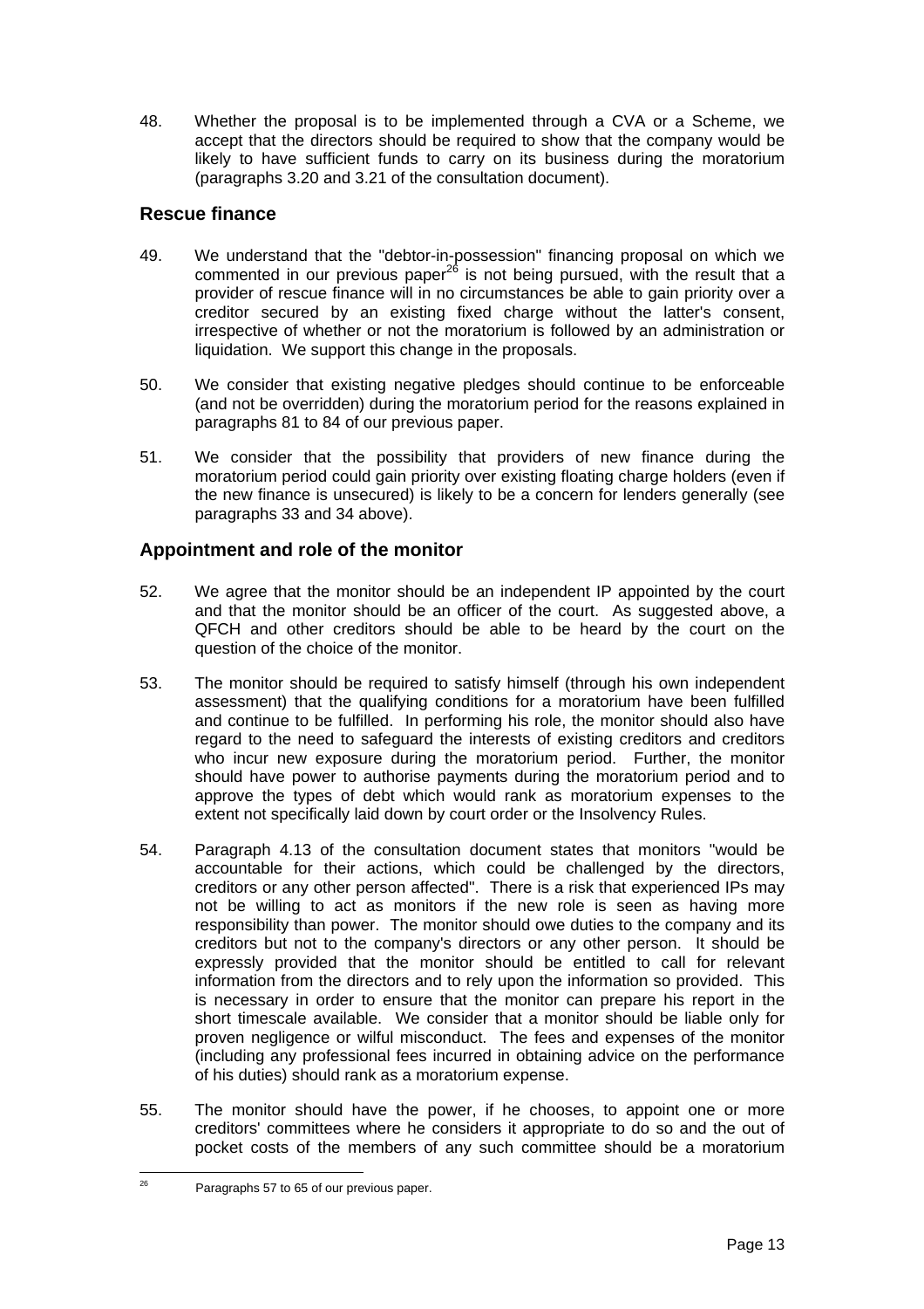48. Whether the proposal is to be implemented through a CVA or a Scheme, we accept that the directors should be required to show that the company would be likely to have sufficient funds to carry on its business during the moratorium (paragraphs 3.20 and 3.21 of the consultation document).

## Rescue finance

49. We understand that the "debtor-in-possession" financing proposal on which we commented in our previous paper[26] is not being pursued, with the result that a provider of rescue finance will in no circumstances be able to gain priority over a creditor secured by an existing fixed charge without the latter's consent, irrespective of whether or not the moratorium is followed by an administration or liquidation. We support this change in the proposals.

50. We consider that existing negative pledges should continue to be enforceable (and not be overridden) during the moratorium period for the reasons explained in paragraphs 81 to 84 of our previous paper.

51. We consider that the possibility that providers of new finance during the moratorium period could gain priority over existing floating charge holders (even if the new finance is unsecured) is likely to be a concern for lenders generally (see paragraphs 33 and 34 above).

## Appointment and role of the monitor

52. We agree that the monitor should be an independent IP appointed by the court and that the monitor should be an officer of the court. As suggested above, a QFCH and other creditors should be able to be heard by the court on the question of the choice of the monitor.

53. The monitor should be required to satisfy himself (through his own independent assessment) that the qualifying conditions for a moratorium have been fulfilled and continue to be fulfilled. In performing his role, the monitor should also have regard to the need to safeguard the interests of existing creditors and creditors who incur new exposure during the moratorium period. Further, the monitor should have power to authorise payments during the moratorium period and to approve the types of debt which would rank as moratorium expenses to the extent not specifically laid down by court order or the Insolvency Rules.

54. Paragraph 4.13 of the consultation document states that monitors "would be accountable for their actions, which could be challenged by the directors, creditors or any other person affected". There is a risk that experienced IPs may not be willing to act as monitors if the new role is seen as having more responsibility than power. The monitor should owe duties to the company and its creditors but not to the company's directors or any other person. It should be expressly provided that the monitor should be entitled to call for relevant information from the directors and to rely upon the information so provided. This is necessary in order to ensure that the monitor can prepare his report in the short timescale available. We consider that a monitor should be liable only for proven negligence or wilful misconduct. The fees and expenses of the monitor (including any professional fees incurred in obtaining advice on the performance of his duties) should rank as a moratorium expense.

55. The monitor should have the power, if he chooses, to appoint one or more creditors' committees where he considers it appropriate to do so and the out of pocket costs of the members of any such committee should be a moratorium

[26] Paragraphs 57 to 65 of our previous paper.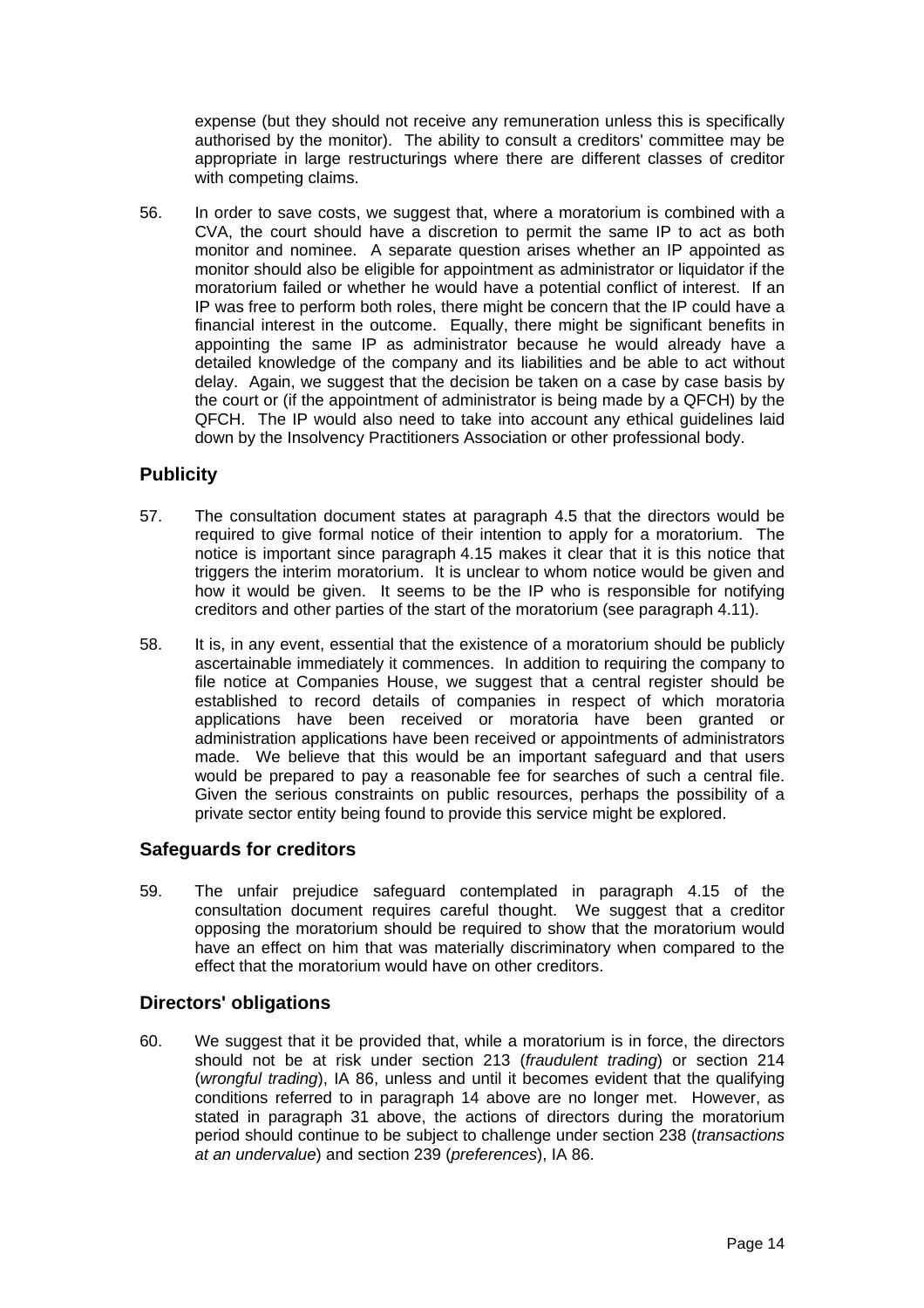expense (but they should not receive any remuneration unless this is specifically authorised by the monitor). The ability to consult a creditors' committee may be appropriate in large restructurings where there are different classes of creditor with competing claims.

56. In order to save costs, we suggest that, where a moratorium is combined with a CVA, the court should have a discretion to permit the same IP to act as both monitor and nominee. A separate question arises whether an IP appointed as monitor should also be eligible for appointment as administrator or liquidator if the moratorium failed or whether he would have a potential conflict of interest. If an IP was free to perform both roles, there might be concern that the IP could have a financial interest in the outcome. Equally, there might be significant benefits in appointing the same IP as administrator because he would already have a detailed knowledge of the company and its liabilities and be able to act without delay. Again, we suggest that the decision be taken on a case by case basis by the court or (if the appointment of administrator is being made by a QFCH) by the QFCH. The IP would also need to take into account any ethical guidelines laid down by the Insolvency Practitioners Association or other professional body.

## Publicity

57. The consultation document states at paragraph 4.5 that the directors would be required to give formal notice of their intention to apply for a moratorium. The notice is important since paragraph 4.15 makes it clear that it is this notice that triggers the interim moratorium. It is unclear to whom notice would be given and how it would be given. It seems to be the IP who is responsible for notifying creditors and other parties of the start of the moratorium (see paragraph 4.11).

58. It is, in any event, essential that the existence of a moratorium should be publicly ascertainable immediately it commences. In addition to requiring the company to file notice at Companies House, we suggest that a central register should be established to record details of companies in respect of which moratoria applications have been received or moratoria have been granted or administration applications have been received or appointments of administrators made. We believe that this would be an important safeguard and that users would be prepared to pay a reasonable fee for searches of such a central file. Given the serious constraints on public resources, perhaps the possibility of a private sector entity being found to provide this service might be explored.

## Safeguards for creditors

59. The unfair prejudice safeguard contemplated in paragraph 4.15 of the consultation document requires careful thought. We suggest that a creditor opposing the moratorium should be required to show that the moratorium would have an effect on him that was materially discriminatory when compared to the effect that the moratorium would have on other creditors.

## Directors' obligations

60. We suggest that it be provided that, while a moratorium is in force, the directors should not be at risk under section 213 (*fraudulent trading*) or section 214 (*wrongful trading*), IA 86, unless and until it becomes evident that the qualifying conditions referred to in paragraph 14 above are no longer met. However, as stated in paragraph 31 above, the actions of directors during the moratorium period should continue to be subject to challenge under section 238 (*transactions at an undervalue*) and section 239 (*preferences*), IA 86.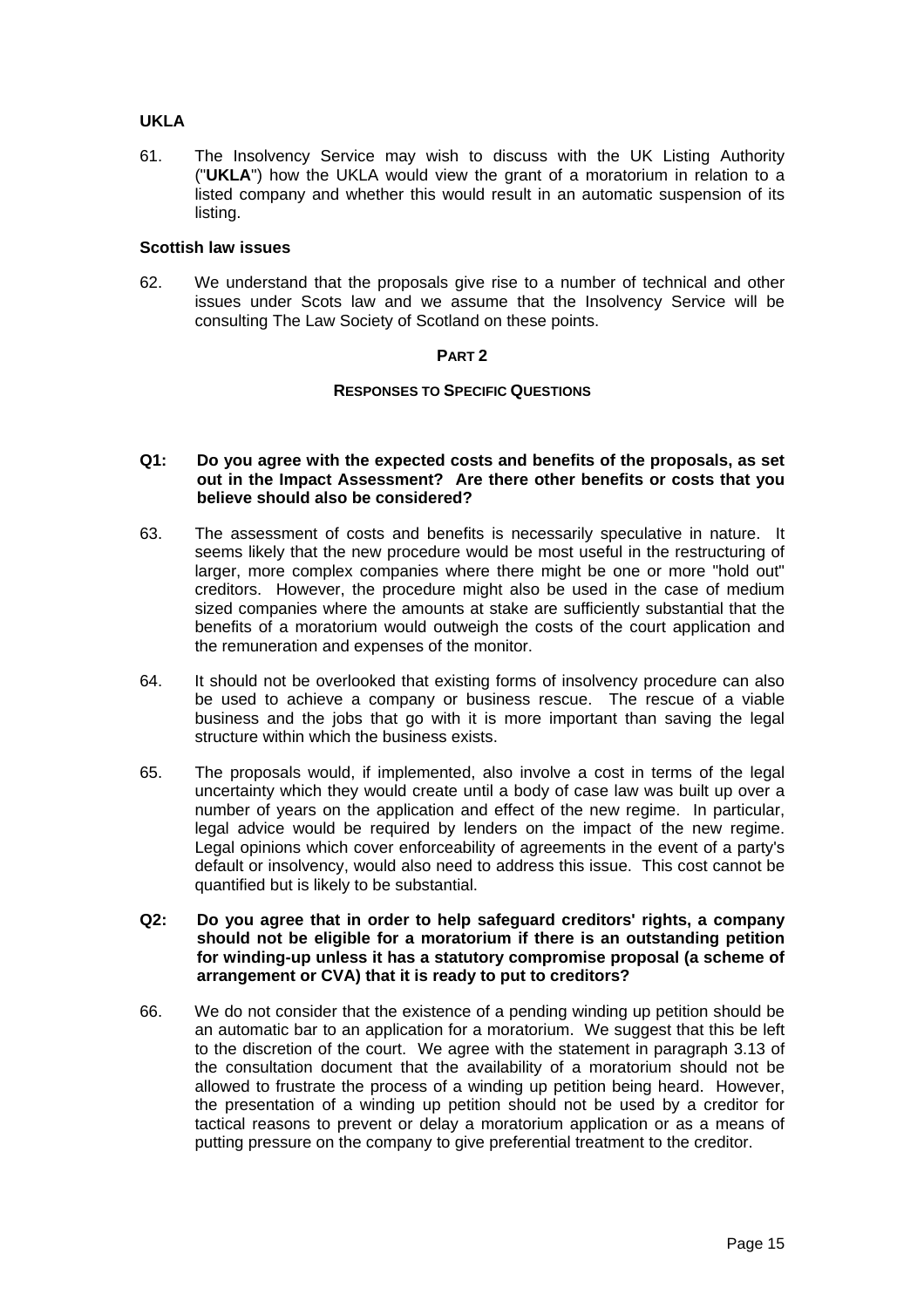**UKLA**

61. The Insolvency Service may wish to discuss with the UK Listing Authority ("**UKLA**") how the UKLA would view the grant of a moratorium in relation to a listed company and whether this would result in an automatic suspension of its listing.

**Scottish law issues**

62. We understand that the proposals give rise to a number of technical and other issues under Scots law and we assume that the Insolvency Service will be consulting The Law Society of Scotland on these points.

## PART 2

### RESPONSES TO SPECIFIC QUESTIONS

**Q1: Do you agree with the expected costs and benefits of the proposals, as set out in the Impact Assessment? Are there other benefits or costs that you believe should also be considered?**

63. The assessment of costs and benefits is necessarily speculative in nature. It seems likely that the new procedure would be most useful in the restructuring of larger, more complex companies where there might be one or more "hold out" creditors. However, the procedure might also be used in the case of medium sized companies where the amounts at stake are sufficiently substantial that the benefits of a moratorium would outweigh the costs of the court application and the remuneration and expenses of the monitor.

64. It should not be overlooked that existing forms of insolvency procedure can also be used to achieve a company or business rescue. The rescue of a viable business and the jobs that go with it is more important than saving the legal structure within which the business exists.

65. The proposals would, if implemented, also involve a cost in terms of the legal uncertainty which they would create until a body of case law was built up over a number of years on the application and effect of the new regime. In particular, legal advice would be required by lenders on the impact of the new regime. Legal opinions which cover enforceability of agreements in the event of a party's default or insolvency, would also need to address this issue. This cost cannot be quantified but is likely to be substantial.

**Q2: Do you agree that in order to help safeguard creditors' rights, a company should not be eligible for a moratorium if there is an outstanding petition for winding-up unless it has a statutory compromise proposal (a scheme of arrangement or CVA) that it is ready to put to creditors?**

66. We do not consider that the existence of a pending winding up petition should be an automatic bar to an application for a moratorium. We suggest that this be left to the discretion of the court. We agree with the statement in paragraph 3.13 of the consultation document that the availability of a moratorium should not be allowed to frustrate the process of a winding up petition being heard. However, the presentation of a winding up petition should not be used by a creditor for tactical reasons to prevent or delay a moratorium application or as a means of putting pressure on the company to give preferential treatment to the creditor.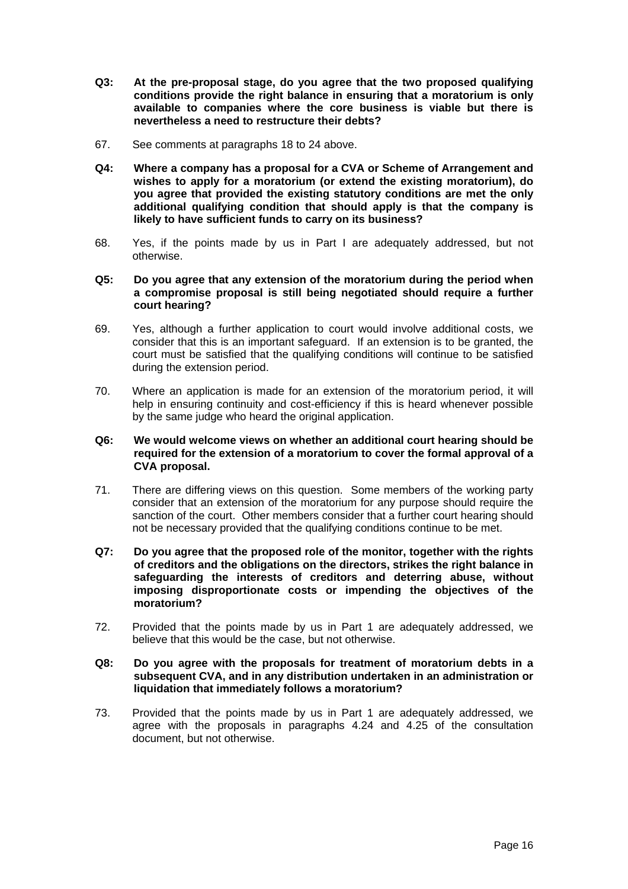**Q3: At the pre-proposal stage, do you agree that the two proposed qualifying conditions provide the right balance in ensuring that a moratorium is only available to companies where the core business is viable but there is nevertheless a need to restructure their debts?**

67. See comments at paragraphs 18 to 24 above.

**Q4: Where a company has a proposal for a CVA or Scheme of Arrangement and wishes to apply for a moratorium (or extend the existing moratorium), do you agree that provided the existing statutory conditions are met the only additional qualifying condition that should apply is that the company is likely to have sufficient funds to carry on its business?**

68. Yes, if the points made by us in Part I are adequately addressed, but not otherwise.

**Q5: Do you agree that any extension of the moratorium during the period when a compromise proposal is still being negotiated should require a further court hearing?**

69. Yes, although a further application to court would involve additional costs, we consider that this is an important safeguard. If an extension is to be granted, the court must be satisfied that the qualifying conditions will continue to be satisfied during the extension period.

70. Where an application is made for an extension of the moratorium period, it will help in ensuring continuity and cost-efficiency if this is heard whenever possible by the same judge who heard the original application.

**Q6: We would welcome views on whether an additional court hearing should be required for the extension of a moratorium to cover the formal approval of a CVA proposal.**

71. There are differing views on this question. Some members of the working party consider that an extension of the moratorium for any purpose should require the sanction of the court. Other members consider that a further court hearing should not be necessary provided that the qualifying conditions continue to be met.

**Q7: Do you agree that the proposed role of the monitor, together with the rights of creditors and the obligations on the directors, strikes the right balance in safeguarding the interests of creditors and deterring abuse, without imposing disproportionate costs or impending the objectives of the moratorium?**

72. Provided that the points made by us in Part 1 are adequately addressed, we believe that this would be the case, but not otherwise.

**Q8: Do you agree with the proposals for treatment of moratorium debts in a subsequent CVA, and in any distribution undertaken in an administration or liquidation that immediately follows a moratorium?**

73. Provided that the points made by us in Part 1 are adequately addressed, we agree with the proposals in paragraphs 4.24 and 4.25 of the consultation document, but not otherwise.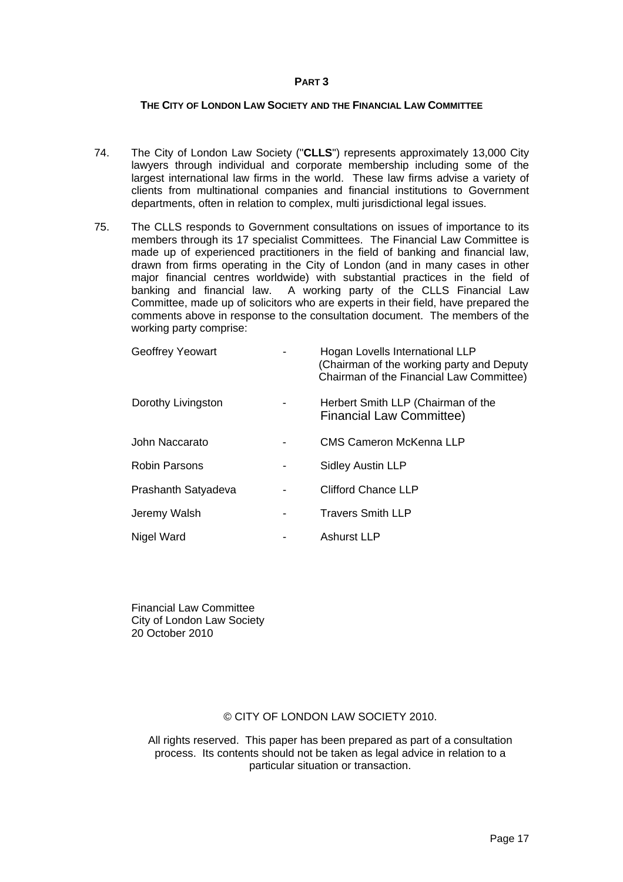# PART 3

## THE CITY OF LONDON LAW SOCIETY AND THE FINANCIAL LAW COMMITTEE

74. The City of London Law Society ("**CLLS**") represents approximately 13,000 City lawyers through individual and corporate membership including some of the largest international law firms in the world. These law firms advise a variety of clients from multinational companies and financial institutions to Government departments, often in relation to complex, multi jurisdictional legal issues.

75. The CLLS responds to Government consultations on issues of importance to its members through its 17 specialist Committees. The Financial Law Committee is made up of experienced practitioners in the field of banking and financial law, drawn from firms operating in the City of London (and in many cases in other major financial centres worldwide) with substantial practices in the field of banking and financial law. A working party of the CLLS Financial Law Committee, made up of solicitors who are experts in their field, have prepared the comments above in response to the consultation document. The members of the working party comprise:

| | | |
|---|---|---|
| Geoffrey Yeowart | - | Hogan Lovells International LLP (Chairman of the working party and Deputy Chairman of the Financial Law Committee) |
| Dorothy Livingston | - | Herbert Smith LLP (Chairman of the Financial Law Committee) |
| John Naccarato | - | CMS Cameron McKenna LLP |
| Robin Parsons | - | Sidley Austin LLP |
| Prashanth Satyadeva | - | Clifford Chance LLP |
| Jeremy Walsh | - | Travers Smith LLP |
| Nigel Ward | - | Ashurst LLP |

Financial Law Committee
City of London Law Society
20 October 2010

© CITY OF LONDON LAW SOCIETY 2010.

All rights reserved. This paper has been prepared as part of a consultation process. Its contents should not be taken as legal advice in relation to a particular situation or transaction.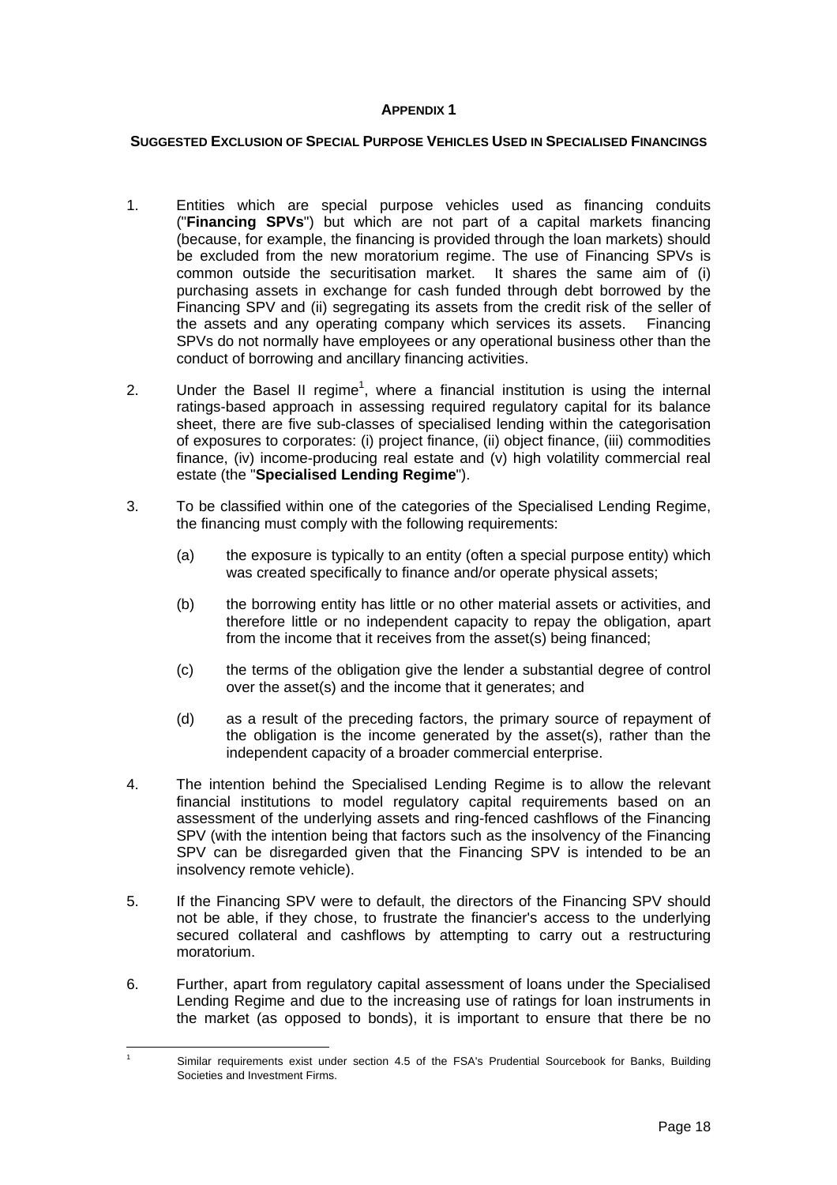**APPENDIX 1**

**SUGGESTED EXCLUSION OF SPECIAL PURPOSE VEHICLES USED IN SPECIALISED FINANCINGS**

1. Entities which are special purpose vehicles used as financing conduits ("**Financing SPVs**") but which are not part of a capital markets financing (because, for example, the financing is provided through the loan markets) should be excluded from the new moratorium regime. The use of Financing SPVs is common outside the securitisation market. It shares the same aim of (i) purchasing assets in exchange for cash funded through debt borrowed by the Financing SPV and (ii) segregating its assets from the credit risk of the seller of the assets and any operating company which services its assets. Financing SPVs do not normally have employees or any operational business other than the conduct of borrowing and ancillary financing activities.

2. Under the Basel II regime[1], where a financial institution is using the internal ratings-based approach in assessing required regulatory capital for its balance sheet, there are five sub-classes of specialised lending within the categorisation of exposures to corporates: (i) project finance, (ii) object finance, (iii) commodities finance, (iv) income-producing real estate and (v) high volatility commercial real estate (the "**Specialised Lending Regime**").

3. To be classified within one of the categories of the Specialised Lending Regime, the financing must comply with the following requirements:

   (a) the exposure is typically to an entity (often a special purpose entity) which was created specifically to finance and/or operate physical assets;

   (b) the borrowing entity has little or no other material assets or activities, and therefore little or no independent capacity to repay the obligation, apart from the income that it receives from the asset(s) being financed;

   (c) the terms of the obligation give the lender a substantial degree of control over the asset(s) and the income that it generates; and

   (d) as a result of the preceding factors, the primary source of repayment of the obligation is the income generated by the asset(s), rather than the independent capacity of a broader commercial enterprise.

4. The intention behind the Specialised Lending Regime is to allow the relevant financial institutions to model regulatory capital requirements based on an assessment of the underlying assets and ring-fenced cashflows of the Financing SPV (with the intention being that factors such as the insolvency of the Financing SPV can be disregarded given that the Financing SPV is intended to be an insolvency remote vehicle).

5. If the Financing SPV were to default, the directors of the Financing SPV should not be able, if they chose, to frustrate the financier's access to the underlying secured collateral and cashflows by attempting to carry out a restructuring moratorium.

6. Further, apart from regulatory capital assessment of loans under the Specialised Lending Regime and due to the increasing use of ratings for loan instruments in the market (as opposed to bonds), it is important to ensure that there be no

[1] Similar requirements exist under section 4.5 of the FSA's Prudential Sourcebook for Banks, Building Societies and Investment Firms.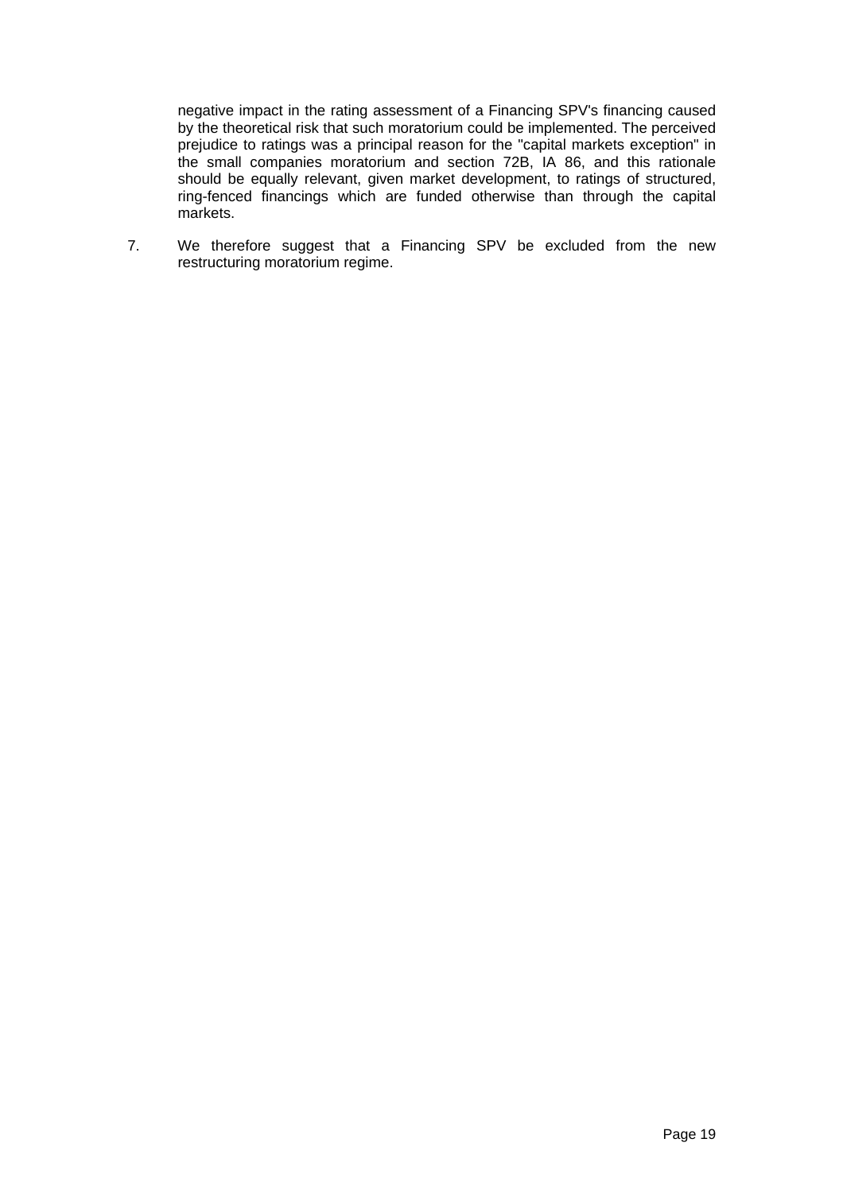negative impact in the rating assessment of a Financing SPV's financing caused by the theoretical risk that such moratorium could be implemented. The perceived prejudice to ratings was a principal reason for the "capital markets exception" in the small companies moratorium and section 72B, IA 86, and this rationale should be equally relevant, given market development, to ratings of structured, ring-fenced financings which are funded otherwise than through the capital markets.

7. We therefore suggest that a Financing SPV be excluded from the new restructuring moratorium regime.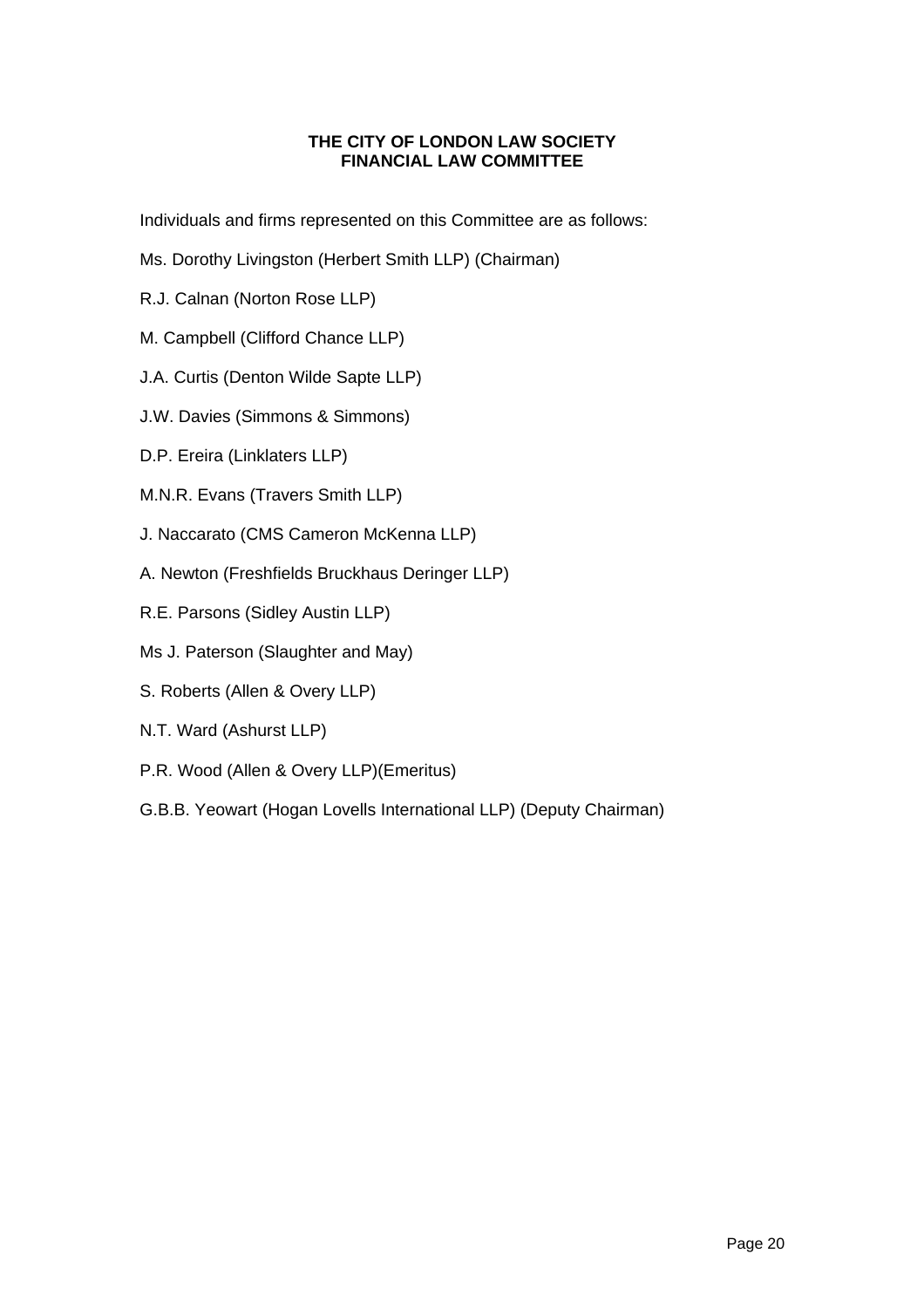**THE CITY OF LONDON LAW SOCIETY**
**FINANCIAL LAW COMMITTEE**

Individuals and firms represented on this Committee are as follows:

Ms. Dorothy Livingston (Herbert Smith LLP) (Chairman)

R.J. Calnan (Norton Rose LLP)

M. Campbell (Clifford Chance LLP)

J.A. Curtis (Denton Wilde Sapte LLP)

J.W. Davies (Simmons & Simmons)

D.P. Ereira (Linklaters LLP)

M.N.R. Evans (Travers Smith LLP)

J. Naccarato (CMS Cameron McKenna LLP)

A. Newton (Freshfields Bruckhaus Deringer LLP)

R.E. Parsons (Sidley Austin LLP)

Ms J. Paterson (Slaughter and May)

S. Roberts (Allen & Overy LLP)

N.T. Ward (Ashurst LLP)

P.R. Wood (Allen & Overy LLP)(Emeritus)

G.B.B. Yeowart (Hogan Lovells International LLP) (Deputy Chairman)